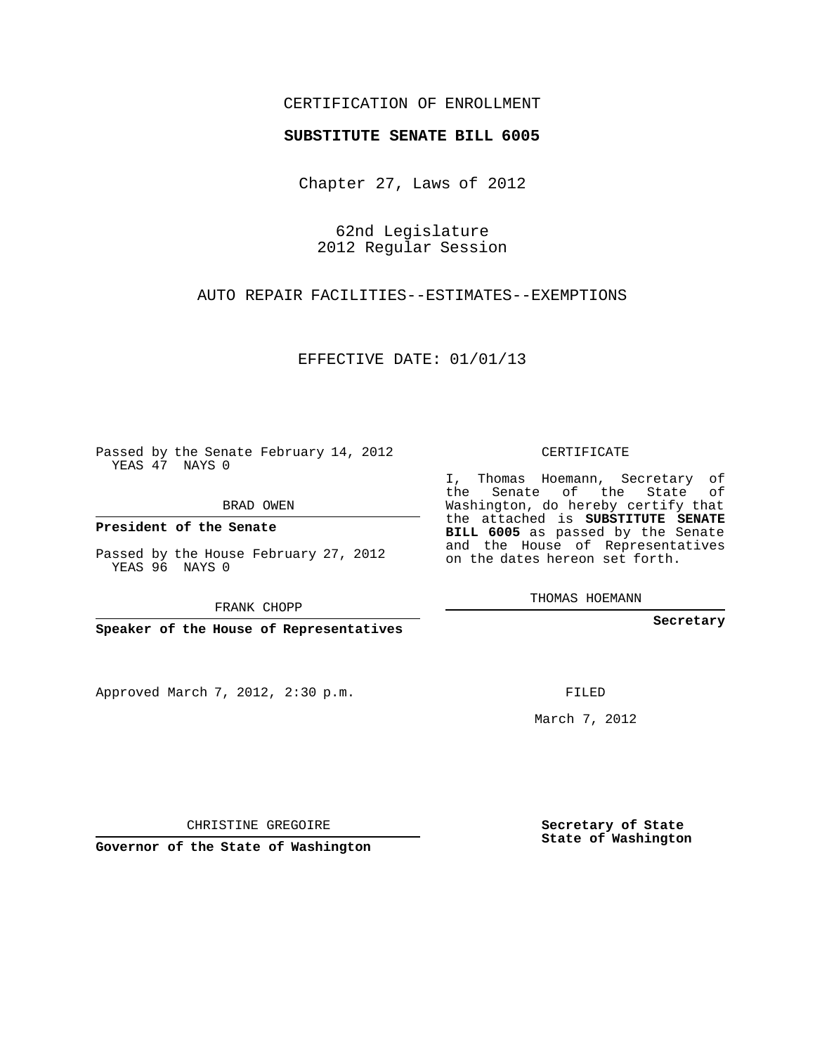CERTIFICATION OF ENROLLMENT

**SUBSTITUTE SENATE BILL 6005**

Chapter 27, Laws of 2012

62nd Legislature
2012 Regular Session

AUTO REPAIR FACILITIES--ESTIMATES--EXEMPTIONS

EFFECTIVE DATE: 01/01/13

Passed by the Senate February 14, 2012
YEAS 47 NAYS 0

BRAD OWEN

**President of the Senate**

Passed by the House February 27, 2012
YEAS 96 NAYS 0

FRANK CHOPP

**Speaker of the House of Representatives**

Approved March 7, 2012, 2:30 p.m.

CHRISTINE GREGOIRE

**Governor of the State of Washington**

CERTIFICATE

I, Thomas Hoemann, Secretary of the Senate of the State of Washington, do hereby certify that the attached is **SUBSTITUTE SENATE BILL 6005** as passed by the Senate and the House of Representatives on the dates hereon set forth.

THOMAS HOEMANN

**Secretary**

FILED

March 7, 2012

**Secretary of State**
**State of Washington**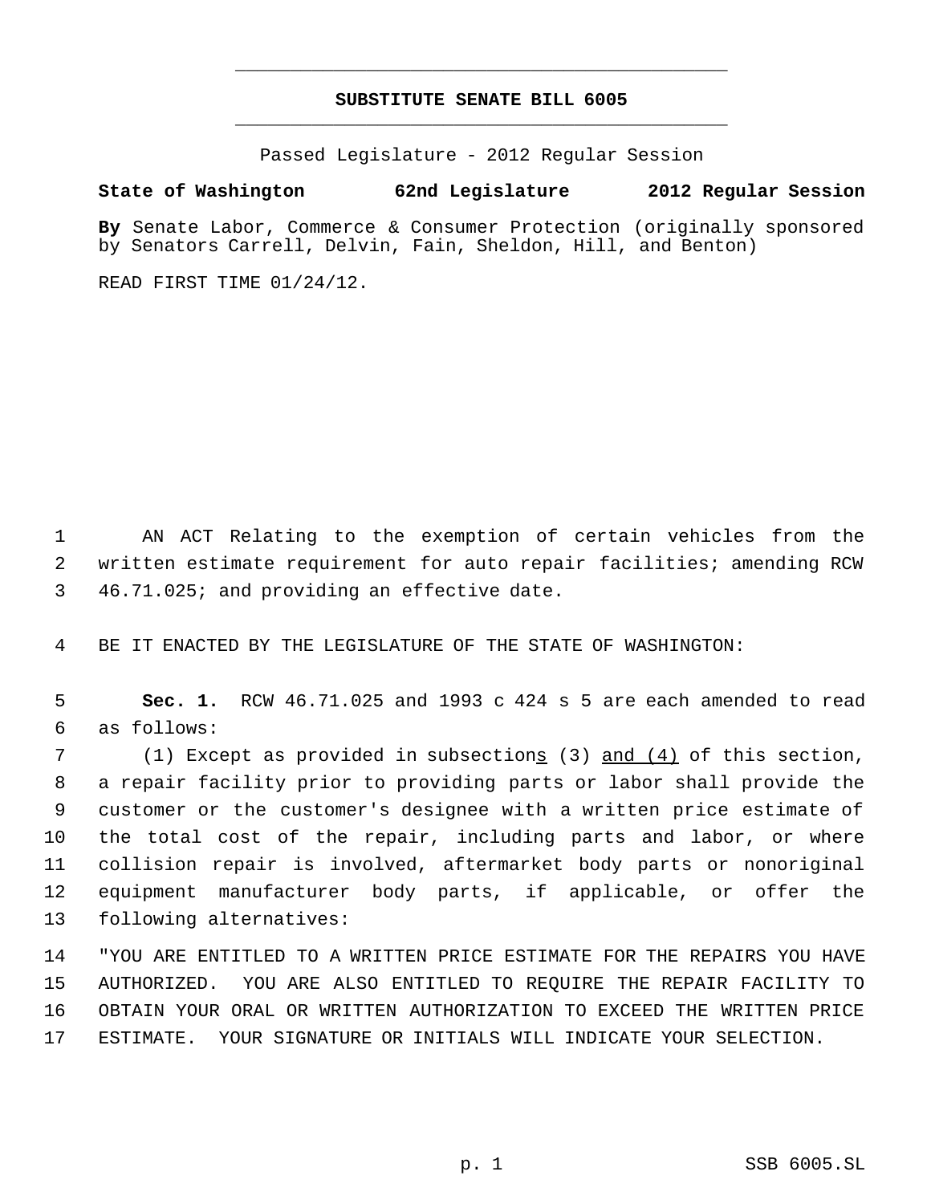# SUBSTITUTE SENATE BILL 6005

Passed Legislature - 2012 Regular Session

**State of Washington 62nd Legislature 2012 Regular Session**

**By** Senate Labor, Commerce & Consumer Protection (originally sponsored by Senators Carrell, Delvin, Fain, Sheldon, Hill, and Benton)

READ FIRST TIME 01/24/12.

AN ACT Relating to the exemption of certain vehicles from the written estimate requirement for auto repair facilities; amending RCW 46.71.025; and providing an effective date.

BE IT ENACTED BY THE LEGISLATURE OF THE STATE OF WASHINGTON:

**Sec. 1.** RCW 46.71.025 and 1993 c 424 s 5 are each amended to read as follows:

(1) Except as provided in subsections (3) and (4) of this section, a repair facility prior to providing parts or labor shall provide the customer or the customer's designee with a written price estimate of the total cost of the repair, including parts and labor, or where collision repair is involved, aftermarket body parts or nonoriginal equipment manufacturer body parts, if applicable, or offer the following alternatives:

"YOU ARE ENTITLED TO A WRITTEN PRICE ESTIMATE FOR THE REPAIRS YOU HAVE AUTHORIZED. YOU ARE ALSO ENTITLED TO REQUIRE THE REPAIR FACILITY TO OBTAIN YOUR ORAL OR WRITTEN AUTHORIZATION TO EXCEED THE WRITTEN PRICE ESTIMATE. YOUR SIGNATURE OR INITIALS WILL INDICATE YOUR SELECTION.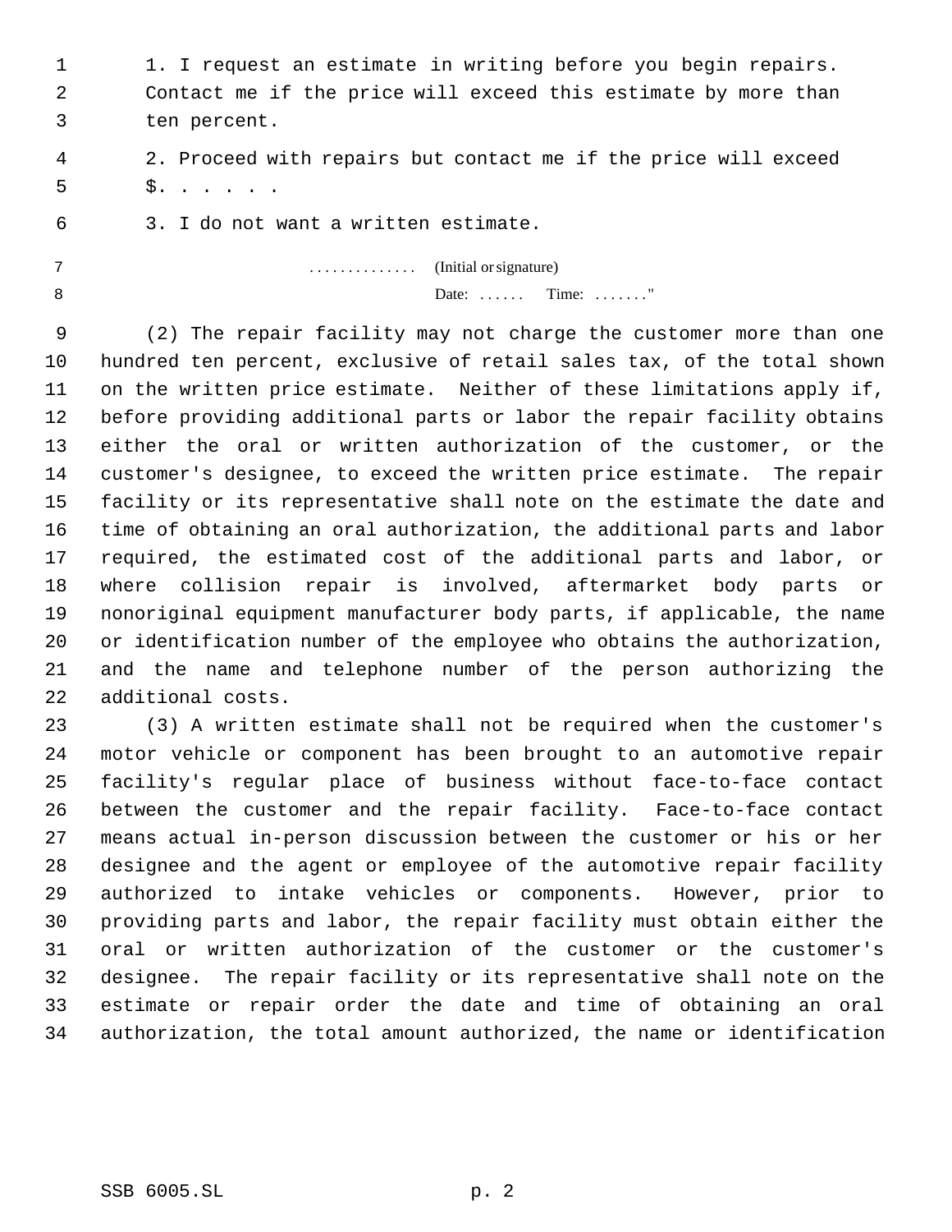1. I request an estimate in writing before you begin repairs. Contact me if the price will exceed this estimate by more than ten percent.

2. Proceed with repairs but contact me if the price will exceed $. . . . . .

3. I do not want a written estimate.

. . . . . . . . . . . . . . (Initial or signature)

Date: . . . . . . Time: . . . . . . ."

(2) The repair facility may not charge the customer more than one hundred ten percent, exclusive of retail sales tax, of the total shown on the written price estimate. Neither of these limitations apply if, before providing additional parts or labor the repair facility obtains either the oral or written authorization of the customer, or the customer's designee, to exceed the written price estimate. The repair facility or its representative shall note on the estimate the date and time of obtaining an oral authorization, the additional parts and labor required, the estimated cost of the additional parts and labor, or where collision repair is involved, aftermarket body parts or nonoriginal equipment manufacturer body parts, if applicable, the name or identification number of the employee who obtains the authorization, and the name and telephone number of the person authorizing the additional costs.

(3) A written estimate shall not be required when the customer's motor vehicle or component has been brought to an automotive repair facility's regular place of business without face-to-face contact between the customer and the repair facility. Face-to-face contact means actual in-person discussion between the customer or his or her designee and the agent or employee of the automotive repair facility authorized to intake vehicles or components. However, prior to providing parts and labor, the repair facility must obtain either the oral or written authorization of the customer or the customer's designee. The repair facility or its representative shall note on the estimate or repair order the date and time of obtaining an oral authorization, the total amount authorized, the name or identification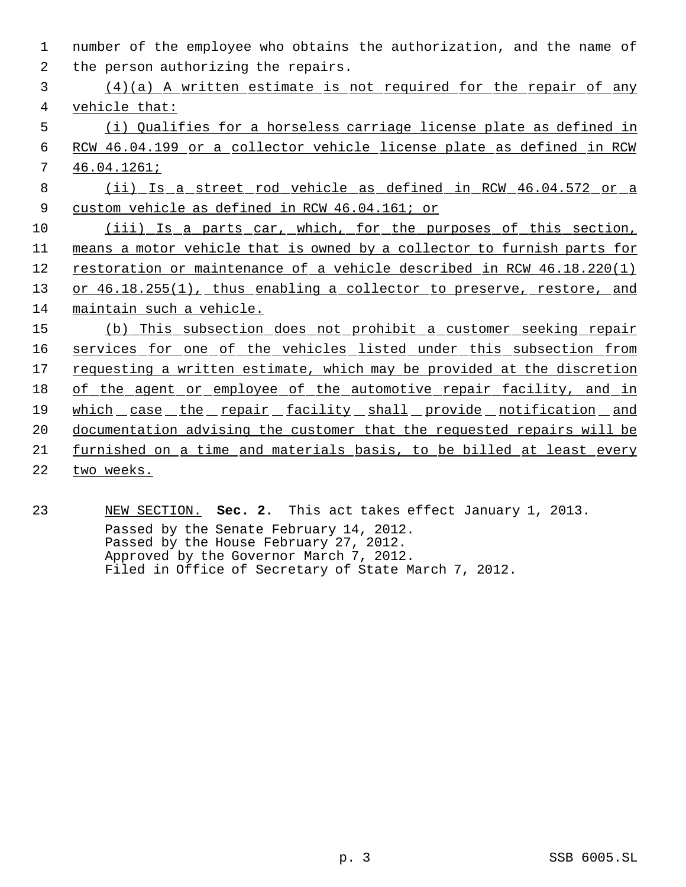number of the employee who obtains the authorization, and the name of the person authorizing the repairs.

(4)(a) A written estimate is not required for the repair of any vehicle that:

(i) Qualifies for a horseless carriage license plate as defined in RCW 46.04.199 or a collector vehicle license plate as defined in RCW 46.04.1261;

(ii) Is a street rod vehicle as defined in RCW 46.04.572 or a custom vehicle as defined in RCW 46.04.161; or

(iii) Is a parts car, which, for the purposes of this section, means a motor vehicle that is owned by a collector to furnish parts for restoration or maintenance of a vehicle described in RCW 46.18.220(1) or 46.18.255(1), thus enabling a collector to preserve, restore, and maintain such a vehicle.

(b) This subsection does not prohibit a customer seeking repair services for one of the vehicles listed under this subsection from requesting a written estimate, which may be provided at the discretion of the agent or employee of the automotive repair facility, and in which case the repair facility shall provide notification and documentation advising the customer that the requested repairs will be furnished on a time and materials basis, to be billed at least every two weeks.

NEW SECTION. **Sec. 2.** This act takes effect January 1, 2013.

Passed by the Senate February 14, 2012.
Passed by the House February 27, 2012.
Approved by the Governor March 7, 2012.
Filed in Office of Secretary of State March 7, 2012.